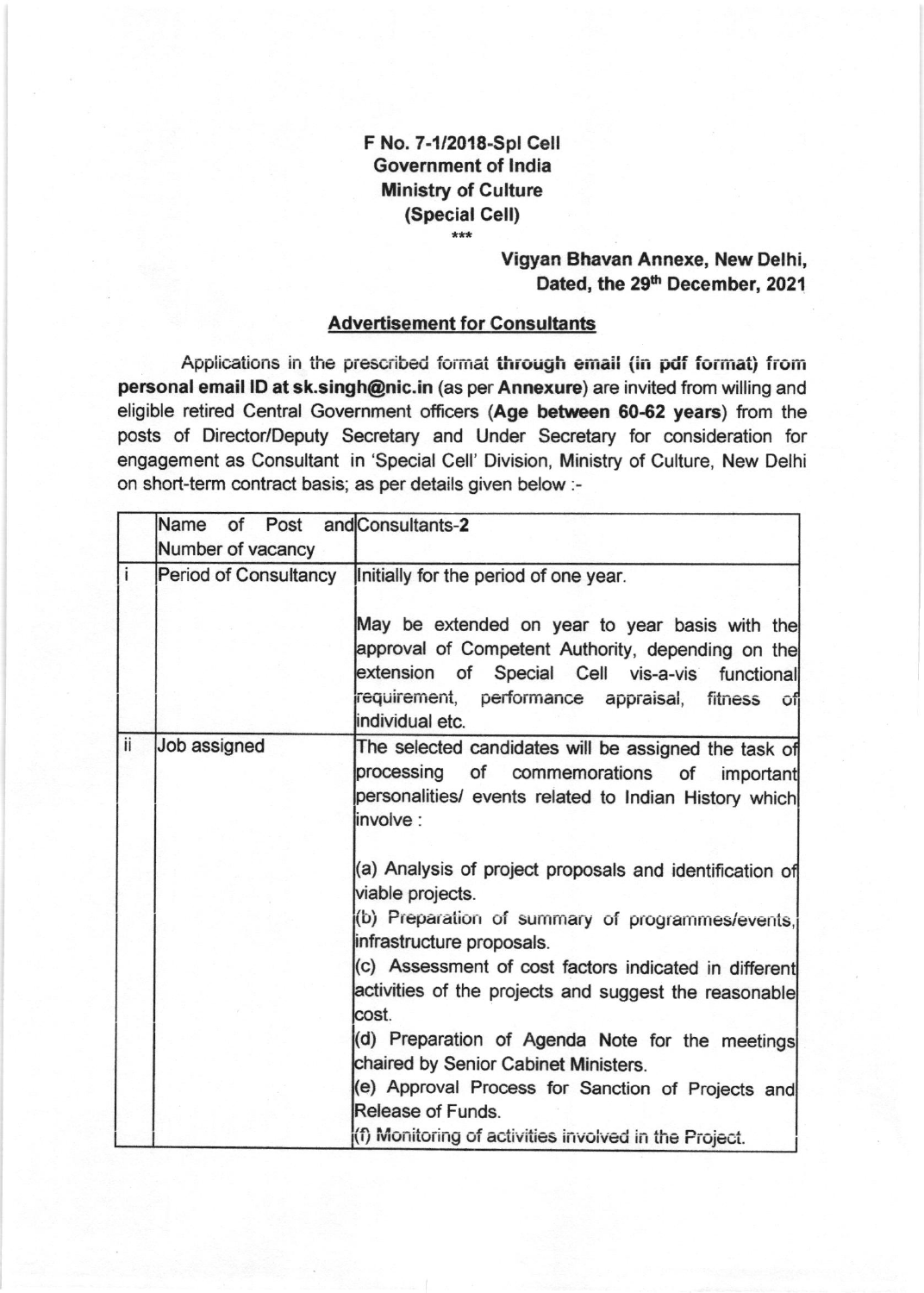**F No. 7-1/2018-Spl Cell**
**Government of India**
**Ministry of Culture**
**(Special Cell)**
\*\*\*

**Vigyan Bhavan Annexe, New Delhi,**
**Dated, the 29th December, 2021**

## Advertisement for Consultants

Applications in the prescribed format **through email (in pdf format) from personal email ID at sk.singh@nic.in** (as per **Annexure**) are invited from willing and eligible retired Central Government officers (**Age between 60-62 years**) from the posts of Director/Deputy Secretary and Under Secretary for consideration for engagement as Consultant in 'Special Cell' Division, Ministry of Culture, New Delhi on short-term contract basis; as per details given below :-

| | Name of Post and Number of vacancy | Consultants-**2** |
|---|---|---|
| i | Period of Consultancy | Initially for the period of one year.<br><br>May be extended on year to year basis with the approval of Competent Authority, depending on the extension of Special Cell vis-a-vis functional requirement, performance appraisal, fitness of individual etc. |
| ii | Job assigned | The selected candidates will be assigned the task of processing of commemorations of important personalities/ events related to Indian History which involve :<br><br>(a) Analysis of project proposals and identification of viable projects.<br>(b) Preparation of summary of programmes/events, infrastructure proposals.<br>(c) Assessment of cost factors indicated in different activities of the projects and suggest the reasonable cost.<br>(d) Preparation of Agenda Note for the meetings chaired by Senior Cabinet Ministers.<br>(e) Approval Process for Sanction of Projects and Release of Funds.<br>(f) Monitoring of activities involved in the Project. |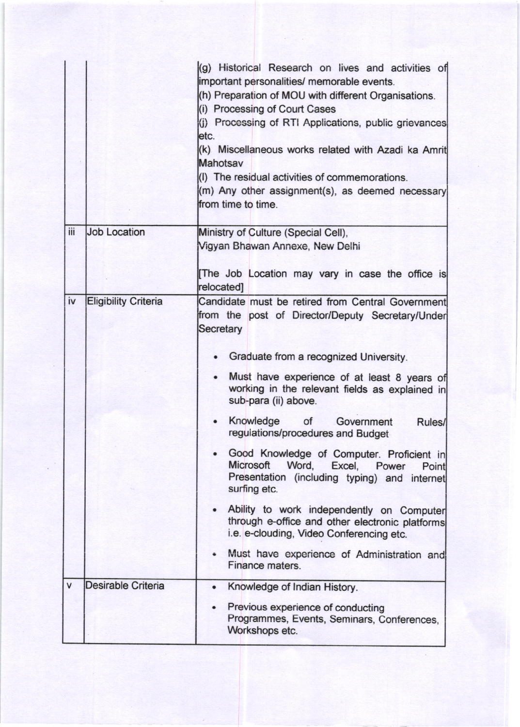| | | |
|---|---|---|
| | | (g) Historical Research on lives and activities of important personalities/ memorable events.<br>(h) Preparation of MOU with different Organisations.<br>(i) Processing of Court Cases<br>(j) Processing of RTI Applications, public grievances etc.<br>(k) Miscellaneous works related with Azadi ka Amrit Mahotsav<br>(l) The residual activities of commemorations.<br>(m) Any other assignment(s), as deemed necessary from time to time. |
| iii | Job Location | Ministry of Culture (Special Cell),<br>Vigyan Bhawan Annexe, New Delhi<br><br>[The Job Location may vary in case the office is relocated] |
| iv | Eligibility Criteria | Candidate must be retired from Central Government from the post of Director/Deputy Secretary/Under Secretary<br><br>• Graduate from a recognized University.<br>• Must have experience of at least 8 years of working in the relevant fields as explained in sub-para (ii) above.<br>• Knowledge of Government Rules/ regulations/procedures and Budget<br>• Good Knowledge of Computer. Proficient in Microsoft Word, Excel, Power Point Presentation (including typing) and internet surfing etc.<br>• Ability to work independently on Computer through e-office and other electronic platforms i.e. e-clouding, Video Conferencing etc.<br>• Must have experience of Administration and Finance maters. |
| v | Desirable Criteria | • Knowledge of Indian History.<br>• Previous experience of conducting Programmes, Events, Seminars, Conferences, Workshops etc. |